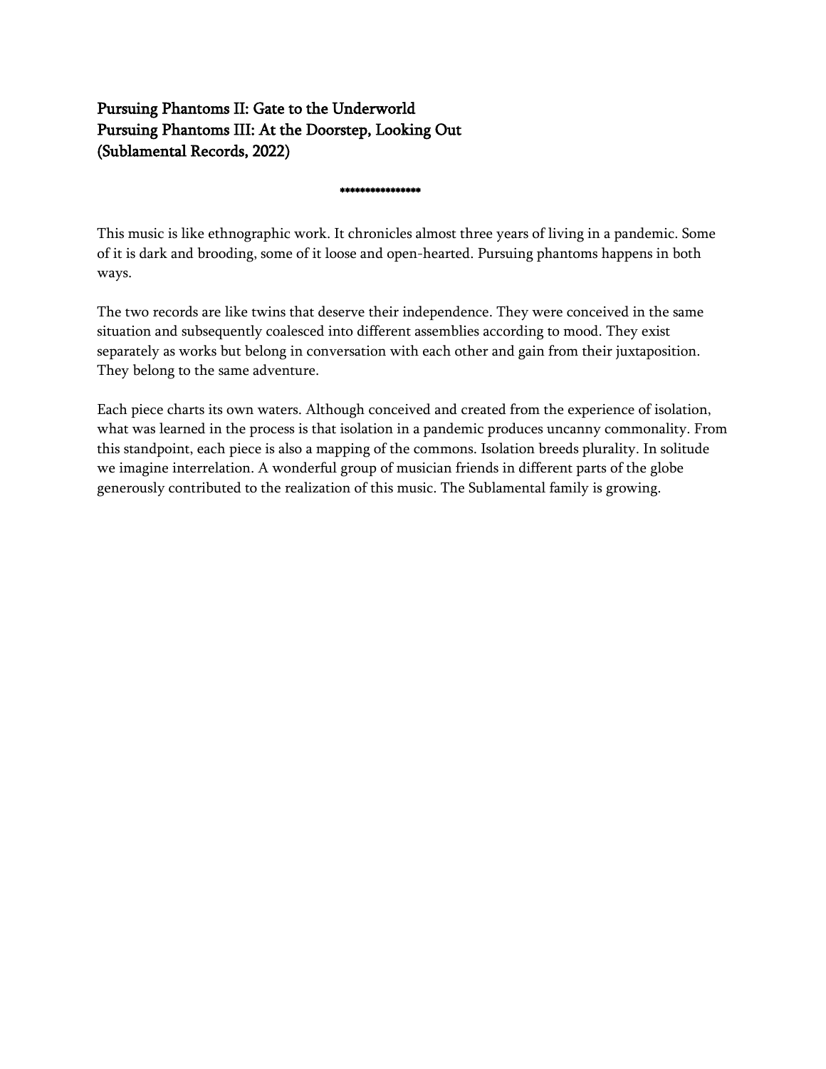**Pursuing Phantoms II: Gate to the Underworld**
**Pursuing Phantoms III: At the Doorstep, Looking Out**
**(Sublamental Records, 2022)**

****************

This music is like ethnographic work. It chronicles almost three years of living in a pandemic. Some of it is dark and brooding, some of it loose and open-hearted. Pursuing phantoms happens in both ways.

The two records are like twins that deserve their independence. They were conceived in the same situation and subsequently coalesced into different assemblies according to mood. They exist separately as works but belong in conversation with each other and gain from their juxtaposition. They belong to the same adventure.

Each piece charts its own waters. Although conceived and created from the experience of isolation, what was learned in the process is that isolation in a pandemic produces uncanny commonality. From this standpoint, each piece is also a mapping of the commons. Isolation breeds plurality. In solitude we imagine interrelation. A wonderful group of musician friends in different parts of the globe generously contributed to the realization of this music. The Sublamental family is growing.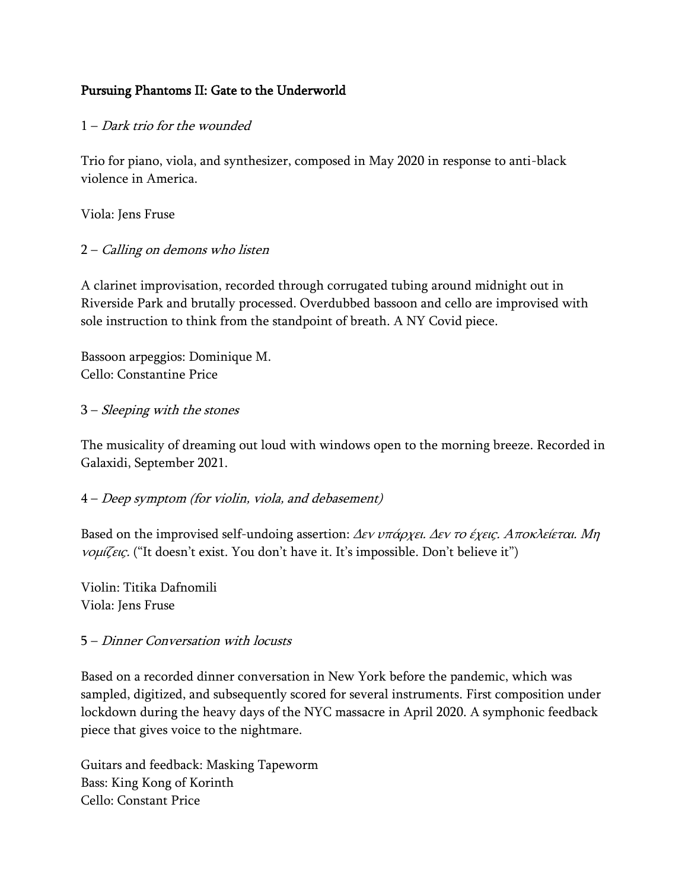**Pursuing Phantoms II: Gate to the Underworld**

1 – *Dark trio for the wounded*

Trio for piano, viola, and synthesizer, composed in May 2020 in response to anti-black violence in America.

Viola: Jens Fruse

2 – *Calling on demons who listen*

A clarinet improvisation, recorded through corrugated tubing around midnight out in Riverside Park and brutally processed. Overdubbed bassoon and cello are improvised with sole instruction to think from the standpoint of breath. A NY Covid piece.

Bassoon arpeggios: Dominique M.
Cello: Constantine Price

3 – *Sleeping with the stones*

The musicality of dreaming out loud with windows open to the morning breeze. Recorded in Galaxidi, September 2021.

4 – *Deep symptom (for violin, viola, and debasement)*

Based on the improvised self-undoing assertion: *Δεν υπάρχει. Δεν το έχεις. Αποκλείεται. Μη νομίζεις.* ("It doesn't exist. You don't have it. It's impossible. Don't believe it")

Violin: Titika Dafnomili
Viola: Jens Fruse

5 – *Dinner Conversation with locusts*

Based on a recorded dinner conversation in New York before the pandemic, which was sampled, digitized, and subsequently scored for several instruments. First composition under lockdown during the heavy days of the NYC massacre in April 2020. A symphonic feedback piece that gives voice to the nightmare.

Guitars and feedback: Masking Tapeworm
Bass: King Kong of Korinth
Cello: Constant Price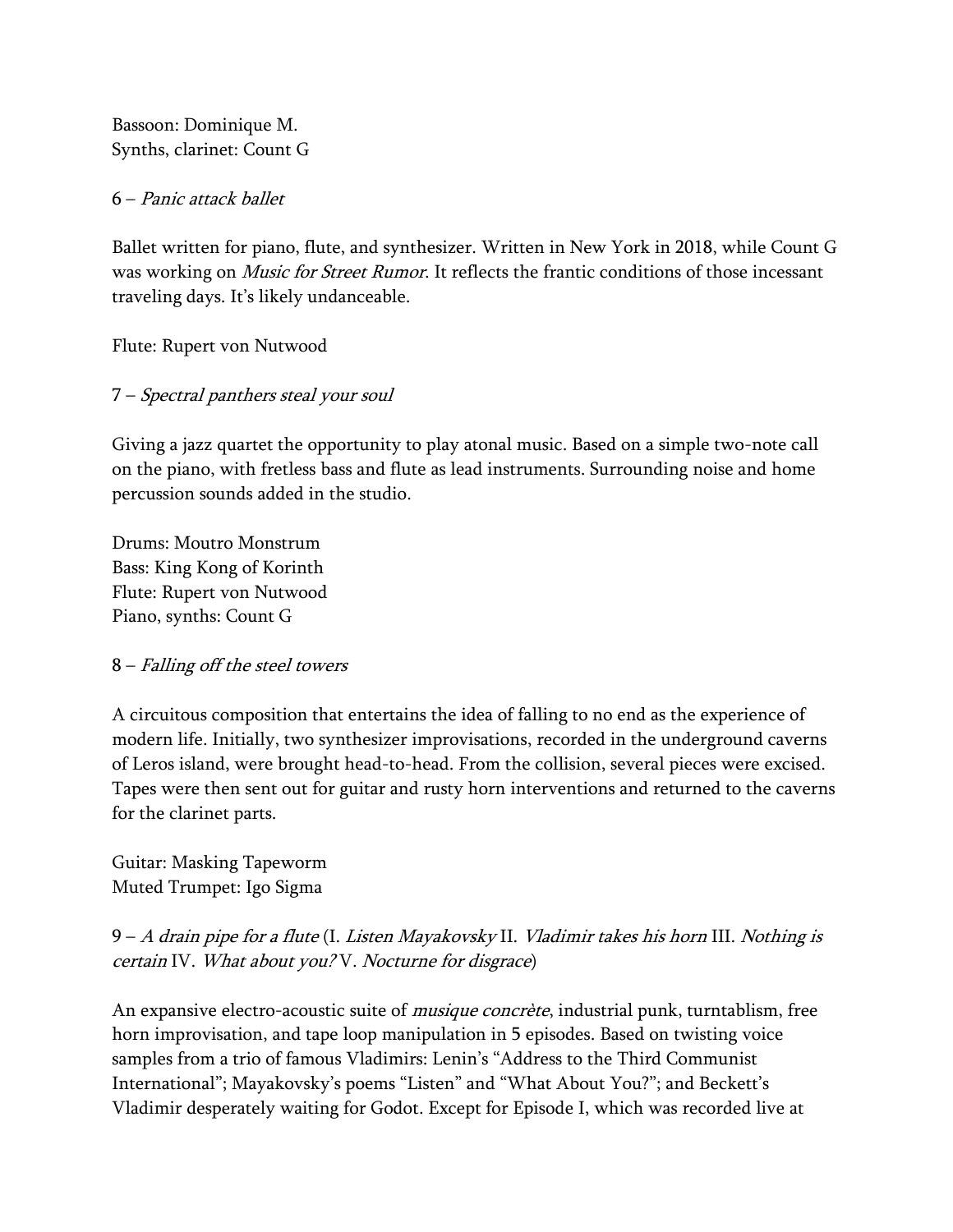Bassoon: Dominique M.  
Synths, clarinet: Count G

6 – *Panic attack ballet*

Ballet written for piano, flute, and synthesizer. Written in New York in 2018, while Count G was working on *Music for Street Rumor*. It reflects the frantic conditions of those incessant traveling days. It's likely undanceable.

Flute: Rupert von Nutwood

7 – *Spectral panthers steal your soul*

Giving a jazz quartet the opportunity to play atonal music. Based on a simple two-note call on the piano, with fretless bass and flute as lead instruments. Surrounding noise and home percussion sounds added in the studio.

Drums: Moutro Monstrum  
Bass: King Kong of Korinth  
Flute: Rupert von Nutwood  
Piano, synths: Count G

8 – *Falling off the steel towers*

A circuitous composition that entertains the idea of falling to no end as the experience of modern life. Initially, two synthesizer improvisations, recorded in the underground caverns of Leros island, were brought head-to-head. From the collision, several pieces were excised. Tapes were then sent out for guitar and rusty horn interventions and returned to the caverns for the clarinet parts.

Guitar: Masking Tapeworm  
Muted Trumpet: Igo Sigma

9 – *A drain pipe for a flute* (I. *Listen Mayakovsky* II. *Vladimir takes his horn* III. *Nothing is certain* IV. *What about you?* V. *Nocturne for disgrace*)

An expansive electro-acoustic suite of *musique concrète*, industrial punk, turntablism, free horn improvisation, and tape loop manipulation in 5 episodes. Based on twisting voice samples from a trio of famous Vladimirs: Lenin's "Address to the Third Communist International"; Mayakovsky's poems "Listen" and "What About You?"; and Beckett's Vladimir desperately waiting for Godot. Except for Episode I, which was recorded live at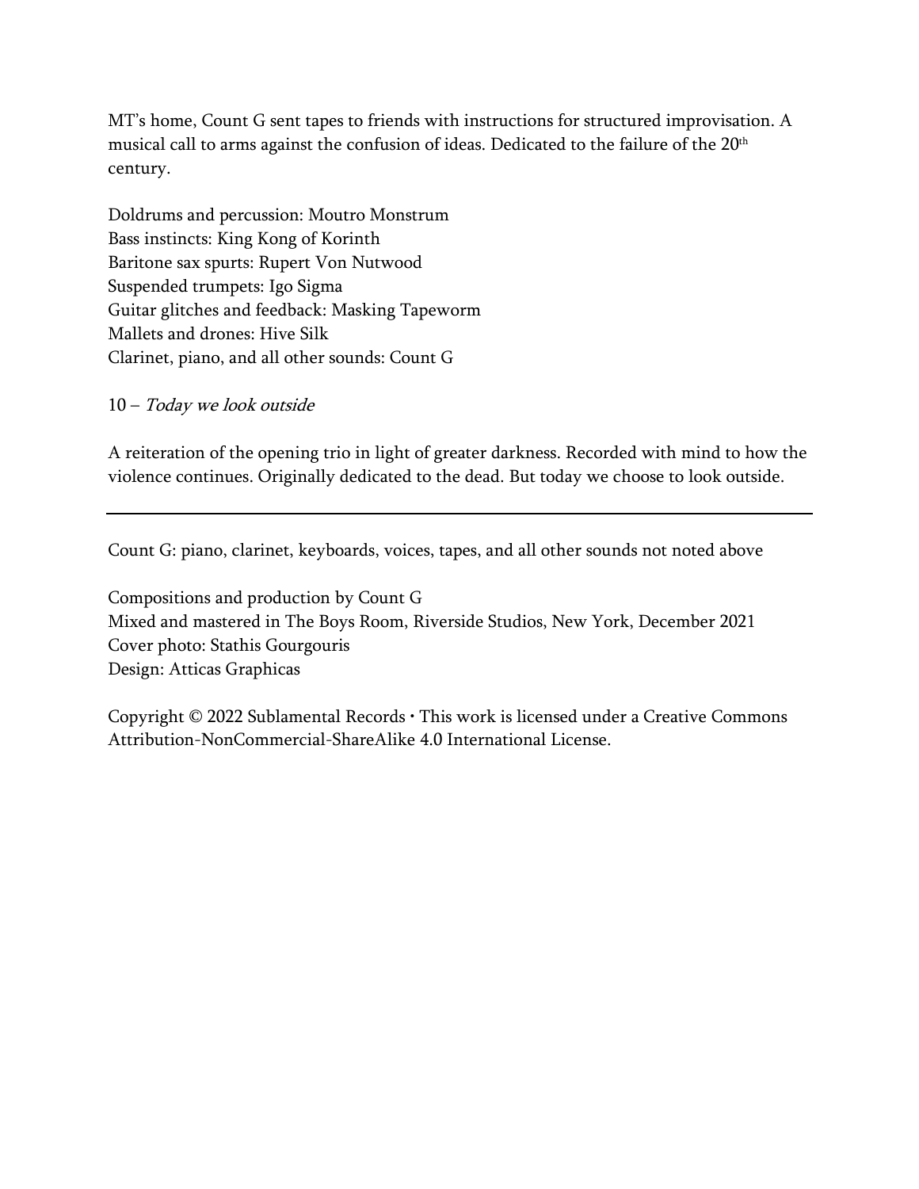MT's home, Count G sent tapes to friends with instructions for structured improvisation. A musical call to arms against the confusion of ideas. Dedicated to the failure of the 20th century.

Doldrums and percussion: Moutro Monstrum
Bass instincts: King Kong of Korinth
Baritone sax spurts: Rupert Von Nutwood
Suspended trumpets: Igo Sigma
Guitar glitches and feedback: Masking Tapeworm
Mallets and drones: Hive Silk
Clarinet, piano, and all other sounds: Count G

10 – *Today we look outside*

A reiteration of the opening trio in light of greater darkness. Recorded with mind to how the violence continues. Originally dedicated to the dead. But today we choose to look outside.

---

Count G: piano, clarinet, keyboards, voices, tapes, and all other sounds not noted above

Compositions and production by Count G
Mixed and mastered in The Boys Room, Riverside Studios, New York, December 2021
Cover photo: Stathis Gourgouris
Design: Atticas Graphicas

Copyright © 2022 Sublamental Records • This work is licensed under a Creative Commons Attribution-NonCommercial-ShareAlike 4.0 International License.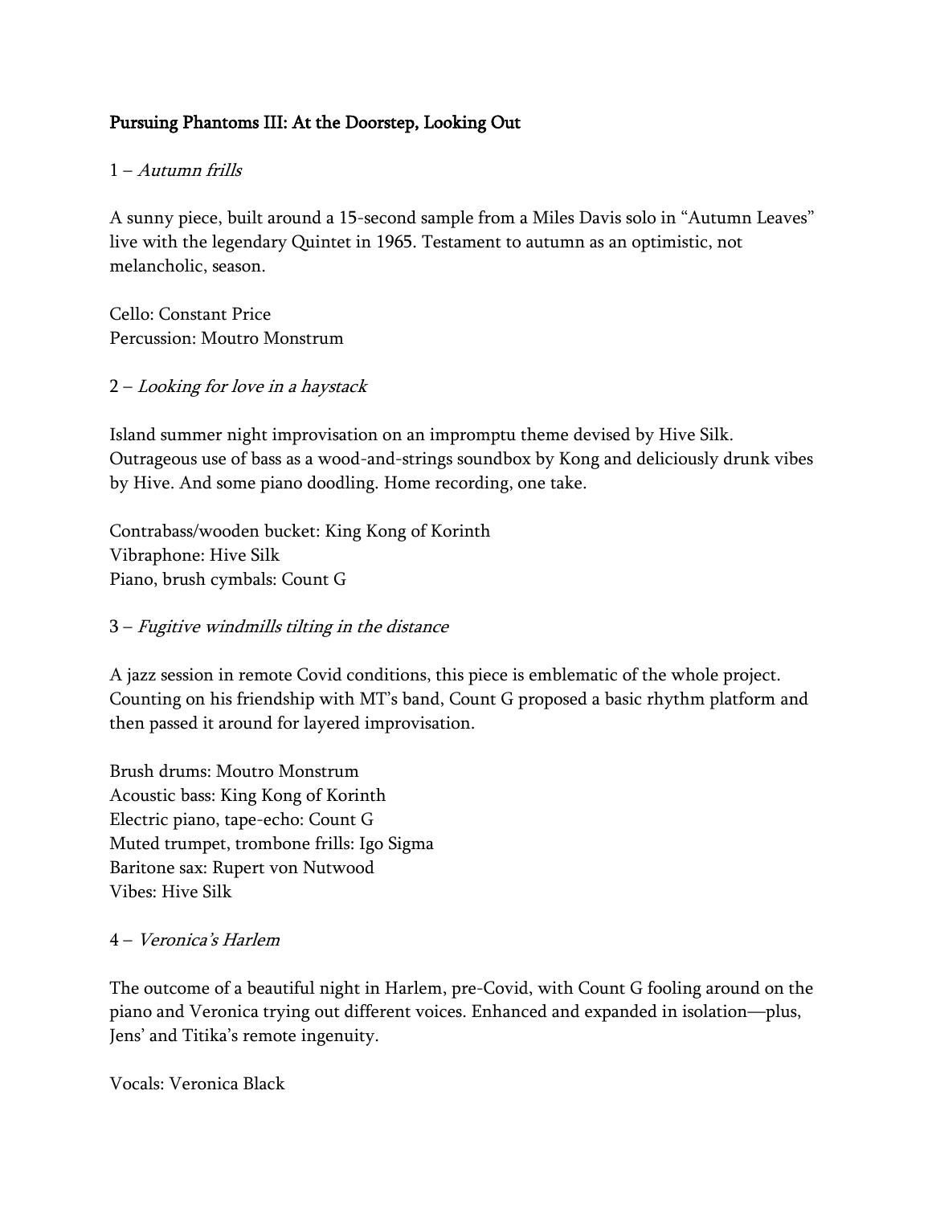**Pursuing Phantoms III: At the Doorstep, Looking Out**

1 – *Autumn frills*

A sunny piece, built around a 15-second sample from a Miles Davis solo in "Autumn Leaves" live with the legendary Quintet in 1965. Testament to autumn as an optimistic, not melancholic, season.

Cello: Constant Price
Percussion: Moutro Monstrum

2 – *Looking for love in a haystack*

Island summer night improvisation on an impromptu theme devised by Hive Silk. Outrageous use of bass as a wood-and-strings soundbox by Kong and deliciously drunk vibes by Hive. And some piano doodling. Home recording, one take.

Contrabass/wooden bucket: King Kong of Korinth
Vibraphone: Hive Silk
Piano, brush cymbals: Count G

3 – *Fugitive windmills tilting in the distance*

A jazz session in remote Covid conditions, this piece is emblematic of the whole project. Counting on his friendship with MT's band, Count G proposed a basic rhythm platform and then passed it around for layered improvisation.

Brush drums: Moutro Monstrum
Acoustic bass: King Kong of Korinth
Electric piano, tape-echo: Count G
Muted trumpet, trombone frills: Igo Sigma
Baritone sax: Rupert von Nutwood
Vibes: Hive Silk

4 – *Veronica's Harlem*

The outcome of a beautiful night in Harlem, pre-Covid, with Count G fooling around on the piano and Veronica trying out different voices. Enhanced and expanded in isolation—plus, Jens' and Titika's remote ingenuity.

Vocals: Veronica Black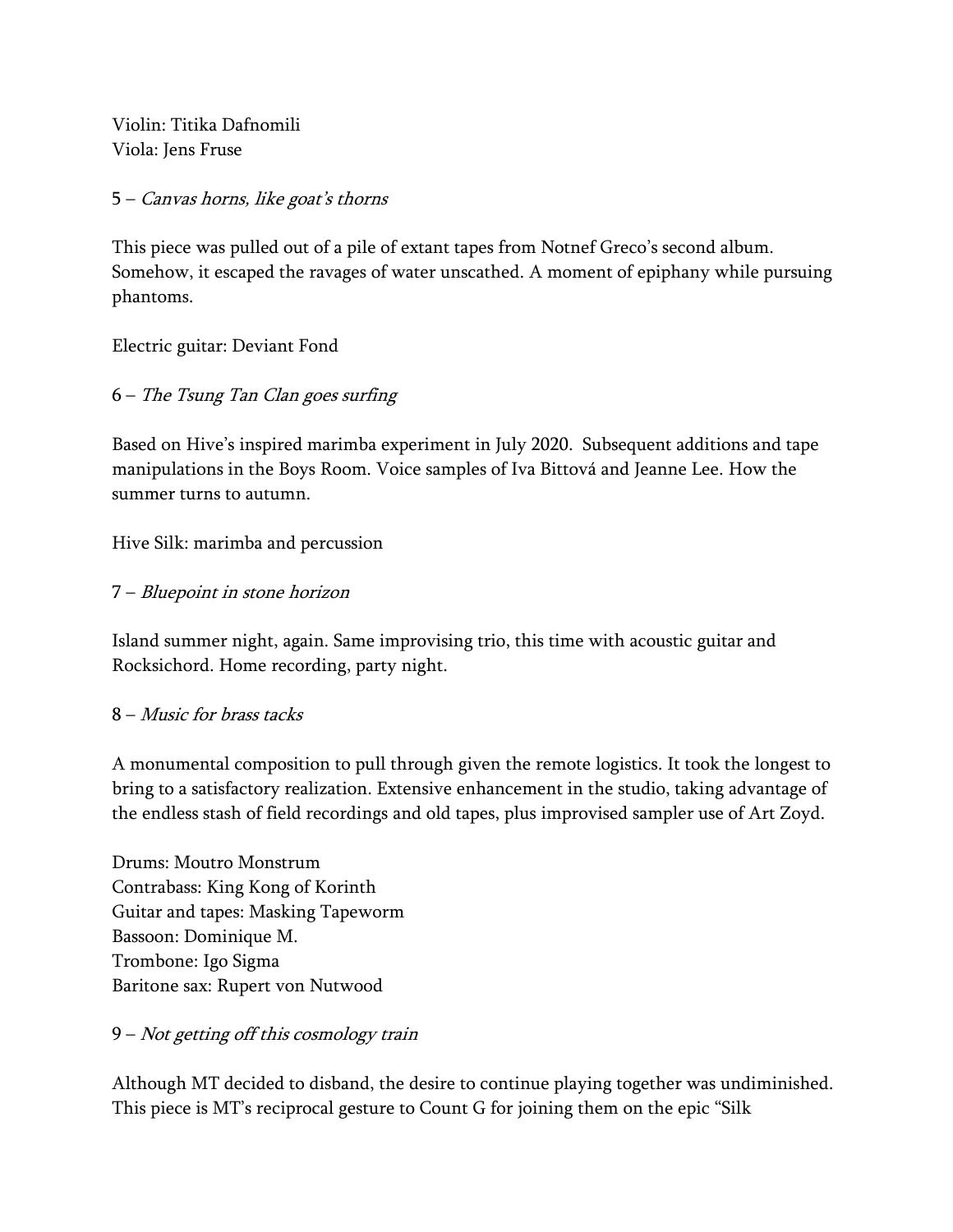Violin: Titika Dafnomili
Viola: Jens Fruse

5 – *Canvas horns, like goat's thorns*

This piece was pulled out of a pile of extant tapes from Notnef Greco's second album. Somehow, it escaped the ravages of water unscathed. A moment of epiphany while pursuing phantoms.

Electric guitar: Deviant Fond

6 – *The Tsung Tan Clan goes surfing*

Based on Hive's inspired marimba experiment in July 2020. Subsequent additions and tape manipulations in the Boys Room. Voice samples of Iva Bittová and Jeanne Lee. How the summer turns to autumn.

Hive Silk: marimba and percussion

7 – *Bluepoint in stone horizon*

Island summer night, again. Same improvising trio, this time with acoustic guitar and Rocksichord. Home recording, party night.

8 – *Music for brass tacks*

A monumental composition to pull through given the remote logistics. It took the longest to bring to a satisfactory realization. Extensive enhancement in the studio, taking advantage of the endless stash of field recordings and old tapes, plus improvised sampler use of Art Zoyd.

Drums: Moutro Monstrum
Contrabass: King Kong of Korinth
Guitar and tapes: Masking Tapeworm
Bassoon: Dominique M.
Trombone: Igo Sigma
Baritone sax: Rupert von Nutwood

9 – *Not getting off this cosmology train*

Although MT decided to disband, the desire to continue playing together was undiminished. This piece is MT's reciprocal gesture to Count G for joining them on the epic "Silk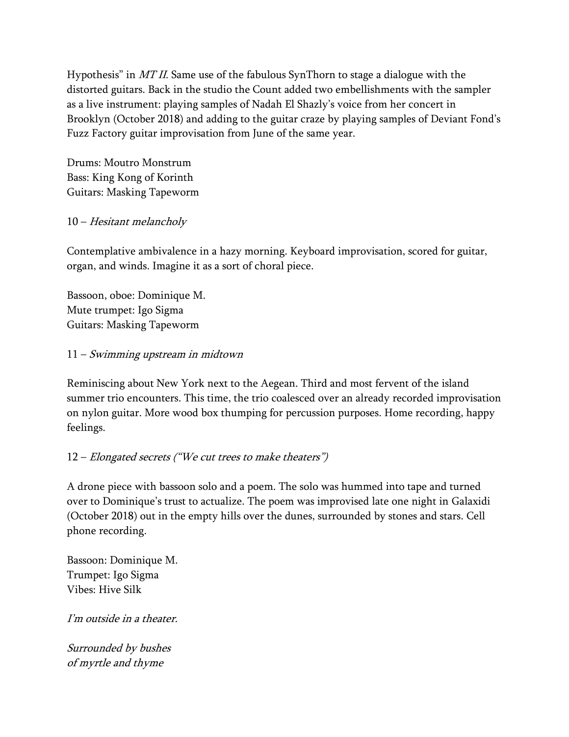Hypothesis" in *MT II*. Same use of the fabulous SynThorn to stage a dialogue with the distorted guitars. Back in the studio the Count added two embellishments with the sampler as a live instrument: playing samples of Nadah El Shazly's voice from her concert in Brooklyn (October 2018) and adding to the guitar craze by playing samples of Deviant Fond's Fuzz Factory guitar improvisation from June of the same year.

Drums: Moutro Monstrum
Bass: King Kong of Korinth
Guitars: Masking Tapeworm

10 – *Hesitant melancholy*

Contemplative ambivalence in a hazy morning. Keyboard improvisation, scored for guitar, organ, and winds. Imagine it as a sort of choral piece.

Bassoon, oboe: Dominique M.
Mute trumpet: Igo Sigma
Guitars: Masking Tapeworm

11 – *Swimming upstream in midtown*

Reminiscing about New York next to the Aegean. Third and most fervent of the island summer trio encounters. This time, the trio coalesced over an already recorded improvisation on nylon guitar. More wood box thumping for percussion purposes. Home recording, happy feelings.

12 – *Elongated secrets ("We cut trees to make theaters")*

A drone piece with bassoon solo and a poem. The solo was hummed into tape and turned over to Dominique's trust to actualize. The poem was improvised late one night in Galaxidi (October 2018) out in the empty hills over the dunes, surrounded by stones and stars. Cell phone recording.

Bassoon: Dominique M.
Trumpet: Igo Sigma
Vibes: Hive Silk

*I'm outside in a theater.*

*Surrounded by bushes*
*of myrtle and thyme*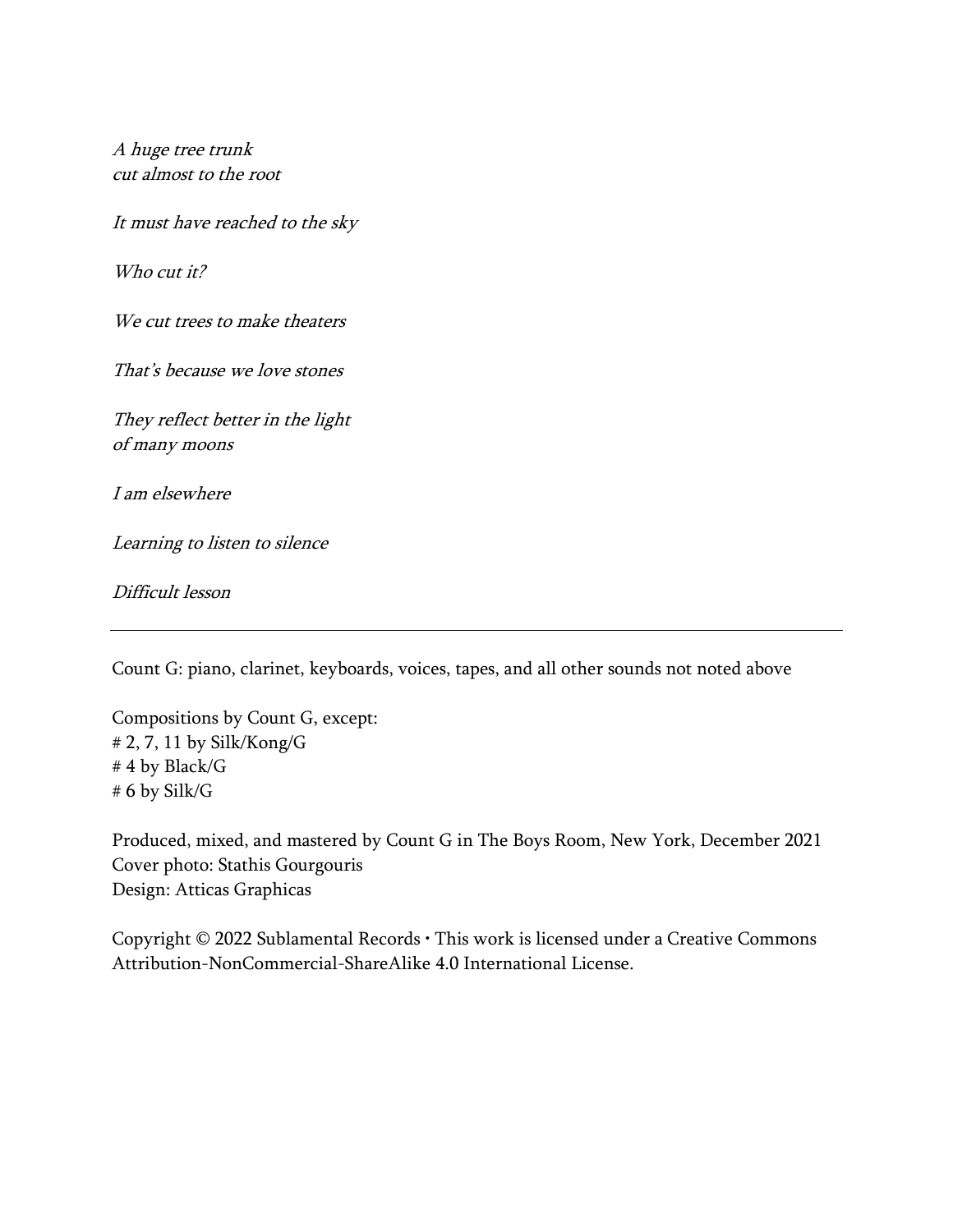*A huge tree trunk*
*cut almost to the root*

*It must have reached to the sky*

*Who cut it?*

*We cut trees to make theaters*

*That's because we love stones*

*They reflect better in the light*
*of many moons*

*I am elsewhere*

*Learning to listen to silence*

*Difficult lesson*

---

Count G: piano, clarinet, keyboards, voices, tapes, and all other sounds not noted above

Compositions by Count G, except:
# 2, 7, 11 by Silk/Kong/G
# 4 by Black/G
# 6 by Silk/G

Produced, mixed, and mastered by Count G in The Boys Room, New York, December 2021
Cover photo: Stathis Gourgouris
Design: Atticas Graphicas

Copyright © 2022 Sublamental Records • This work is licensed under a Creative Commons Attribution-NonCommercial-ShareAlike 4.0 International License.